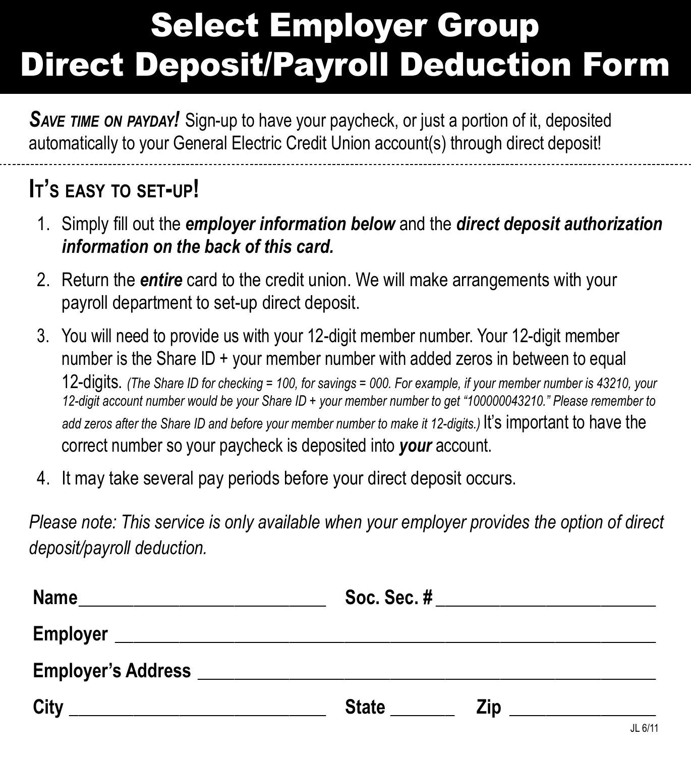# Select Employer Group Direct Deposit/Payroll Deduction Form

***SAVE TIME ON PAYDAY!*** Sign-up to have your paycheck, or just a portion of it, deposited automatically to your General Electric Credit Union account(s) through direct deposit!

---

## IT'S EASY TO SET-UP!

1. Simply fill out the ***employer information below*** and the ***direct deposit authorization information on the back of this card.***
2. Return the ***entire*** card to the credit union. We will make arrangements with your payroll department to set-up direct deposit.
3. You will need to provide us with your 12-digit member number. Your 12-digit member number is the Share ID + your member number with added zeros in between to equal 12-digits. *(The Share ID for checking = 100, for savings = 000. For example, if your member number is 43210, your 12-digit account number would be your Share ID + your member number to get "100000043210." Please remember to add zeros after the Share ID and before your member number to make it 12-digits.)* It's important to have the correct number so your paycheck is deposited into ***your*** account.
4. It may take several pay periods before your direct deposit occurs.

*Please note: This service is only available when your employer provides the option of direct deposit/payroll deduction.*

**Name**_____________________________ **Soc. Sec. #** _________________________

**Employer** _______________________________________________________________

**Employer's Address** ______________________________________________________

**City** _____________________________ **State** _______ **Zip** ________________

JL 6/11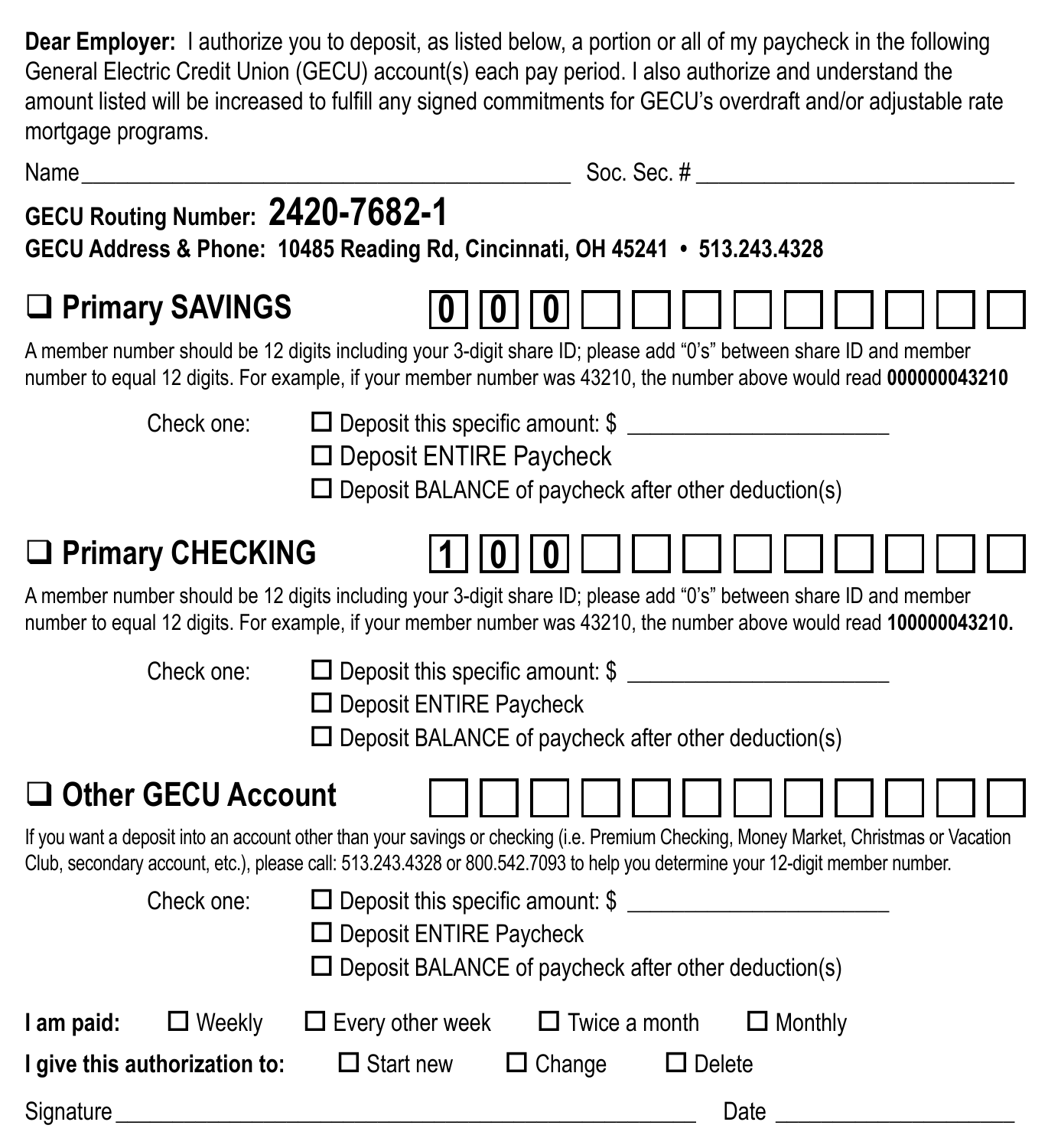**Dear Employer:** I authorize you to deposit, as listed below, a portion or all of my paycheck in the following General Electric Credit Union (GECU) account(s) each pay period. I also authorize and understand the amount listed will be increased to fulfill any signed commitments for GECU's overdraft and/or adjustable rate mortgage programs.

Name ________________________________________ Soc. Sec. # ____________________________

**GECU Routing Number: 2420-7682-1**

**GECU Address & Phone: 10485 Reading Rd, Cincinnati, OH 45241 • 513.243.4328**

## ☐ Primary SAVINGS

| 0 | 0 | 0 | | | | | | | | | |
|---|---|---|---|---|---|---|---|---|---|---|---|

A member number should be 12 digits including your 3-digit share ID; please add "0's" between share ID and member number to equal 12 digits. For example, if your member number was 43210, the number above would read **000000043210**

Check one:
- ☐ Deposit this specific amount: $ ______________________
- ☐ Deposit ENTIRE Paycheck
- ☐ Deposit BALANCE of paycheck after other deduction(s)

## ☐ Primary CHECKING

| 1 | 0 | 0 | | | | | | | | | |
|---|---|---|---|---|---|---|---|---|---|---|---|

A member number should be 12 digits including your 3-digit share ID; please add "0's" between share ID and member number to equal 12 digits. For example, if your member number was 43210, the number above would read **100000043210.**

Check one:
- ☐ Deposit this specific amount: $ ______________________
- ☐ Deposit ENTIRE Paycheck
- ☐ Deposit BALANCE of paycheck after other deduction(s)

## ☐ Other GECU Account

| | | | | | | | | | | | |
|---|---|---|---|---|---|---|---|---|---|---|---|

If you want a deposit into an account other than your savings or checking (i.e. Premium Checking, Money Market, Christmas or Vacation Club, secondary account, etc.), please call: 513.243.4328 or 800.542.7093 to help you determine your 12-digit member number.

Check one:
- ☐ Deposit this specific amount: $ ______________________
- ☐ Deposit ENTIRE Paycheck
- ☐ Deposit BALANCE of paycheck after other deduction(s)

**I am paid:** ☐ Weekly ☐ Every other week ☐ Twice a month ☐ Monthly

**I give this authorization to:** ☐ Start new ☐ Change ☐ Delete

Signature ________________________________________________ Date ____________________